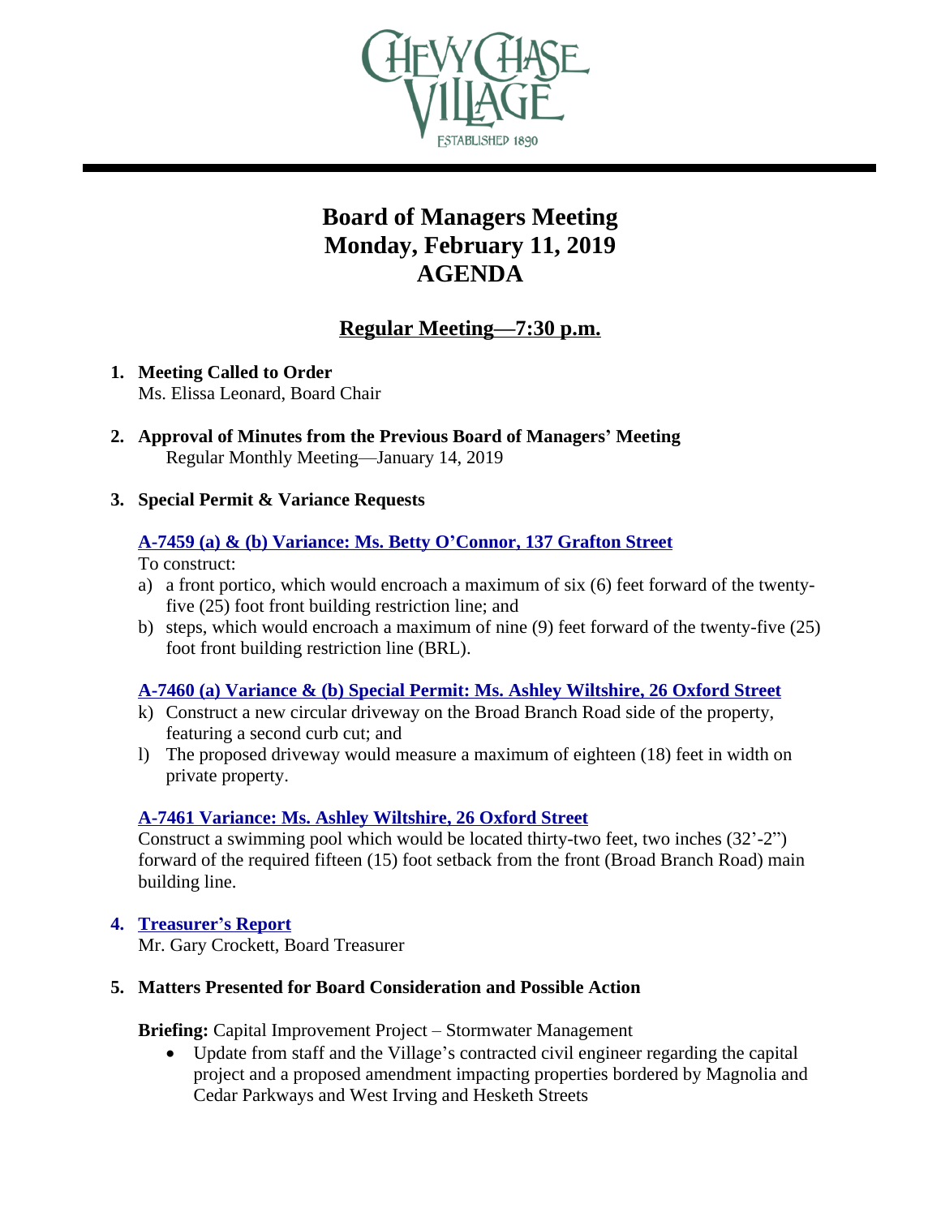CHEVY CHASE VILLAGE
ESTABLISHED 1890

# Board of Managers Meeting
# Monday, February 11, 2019
# AGENDA

## Regular Meeting—7:30 p.m.

1. **Meeting Called to Order**
   Ms. Elissa Leonard, Board Chair

2. **Approval of Minutes from the Previous Board of Managers' Meeting**
   Regular Monthly Meeting—January 14, 2019

3. **Special Permit & Variance Requests**

   **A-7459 (a) & (b) Variance: Ms. Betty O'Connor, 137 Grafton Street**
   To construct:
   a) a front portico, which would encroach a maximum of six (6) feet forward of the twenty-five (25) foot front building restriction line; and
   b) steps, which would encroach a maximum of nine (9) feet forward of the twenty-five (25) foot front building restriction line (BRL).

   **A-7460 (a) Variance & (b) Special Permit: Ms. Ashley Wiltshire, 26 Oxford Street**
   k) Construct a new circular driveway on the Broad Branch Road side of the property, featuring a second curb cut; and
   l) The proposed driveway would measure a maximum of eighteen (18) feet in width on private property.

   **A-7461 Variance: Ms. Ashley Wiltshire, 26 Oxford Street**
   Construct a swimming pool which would be located thirty-two feet, two inches (32'-2") forward of the required fifteen (15) foot setback from the front (Broad Branch Road) main building line.

4. **Treasurer's Report**
   Mr. Gary Crockett, Board Treasurer

5. **Matters Presented for Board Consideration and Possible Action**

   **Briefing:** Capital Improvement Project – Stormwater Management
   - Update from staff and the Village's contracted civil engineer regarding the capital project and a proposed amendment impacting properties bordered by Magnolia and Cedar Parkways and West Irving and Hesketh Streets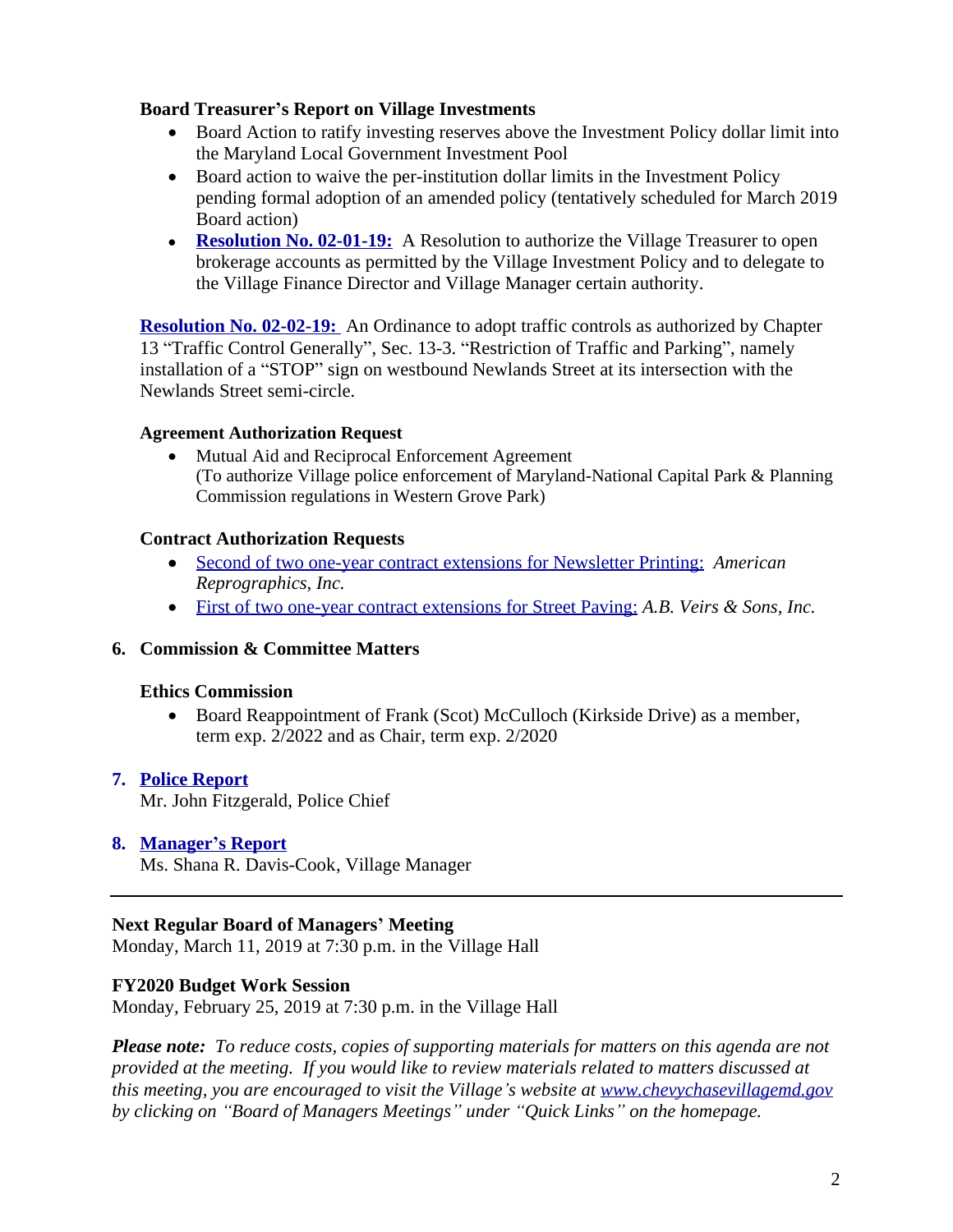**Board Treasurer's Report on Village Investments**

- Board Action to ratify investing reserves above the Investment Policy dollar limit into the Maryland Local Government Investment Pool
- Board action to waive the per-institution dollar limits in the Investment Policy pending formal adoption of an amended policy (tentatively scheduled for March 2019 Board action)
- **Resolution No. 02-01-19:** A Resolution to authorize the Village Treasurer to open brokerage accounts as permitted by the Village Investment Policy and to delegate to the Village Finance Director and Village Manager certain authority.

**Resolution No. 02-02-19:** An Ordinance to adopt traffic controls as authorized by Chapter 13 "Traffic Control Generally", Sec. 13-3. "Restriction of Traffic and Parking", namely installation of a "STOP" sign on westbound Newlands Street at its intersection with the Newlands Street semi-circle.

**Agreement Authorization Request**

- Mutual Aid and Reciprocal Enforcement Agreement
  (To authorize Village police enforcement of Maryland-National Capital Park & Planning Commission regulations in Western Grove Park)

**Contract Authorization Requests**

- Second of two one-year contract extensions for Newsletter Printing: *American Reprographics, Inc.*
- First of two one-year contract extensions for Street Paving: *A.B. Veirs & Sons, Inc.*

**6. Commission & Committee Matters**

**Ethics Commission**

- Board Reappointment of Frank (Scot) McCulloch (Kirkside Drive) as a member, term exp. 2/2022 and as Chair, term exp. 2/2020

**7. Police Report**
Mr. John Fitzgerald, Police Chief

**8. Manager's Report**
Ms. Shana R. Davis-Cook, Village Manager

---

**Next Regular Board of Managers' Meeting**
Monday, March 11, 2019 at 7:30 p.m. in the Village Hall

**FY2020 Budget Work Session**
Monday, February 25, 2019 at 7:30 p.m. in the Village Hall

***Please note:*** *To reduce costs, copies of supporting materials for matters on this agenda are not provided at the meeting. If you would like to review materials related to matters discussed at this meeting, you are encouraged to visit the Village's website at www.chevychasevillagemd.gov by clicking on "Board of Managers Meetings" under "Quick Links" on the homepage.*